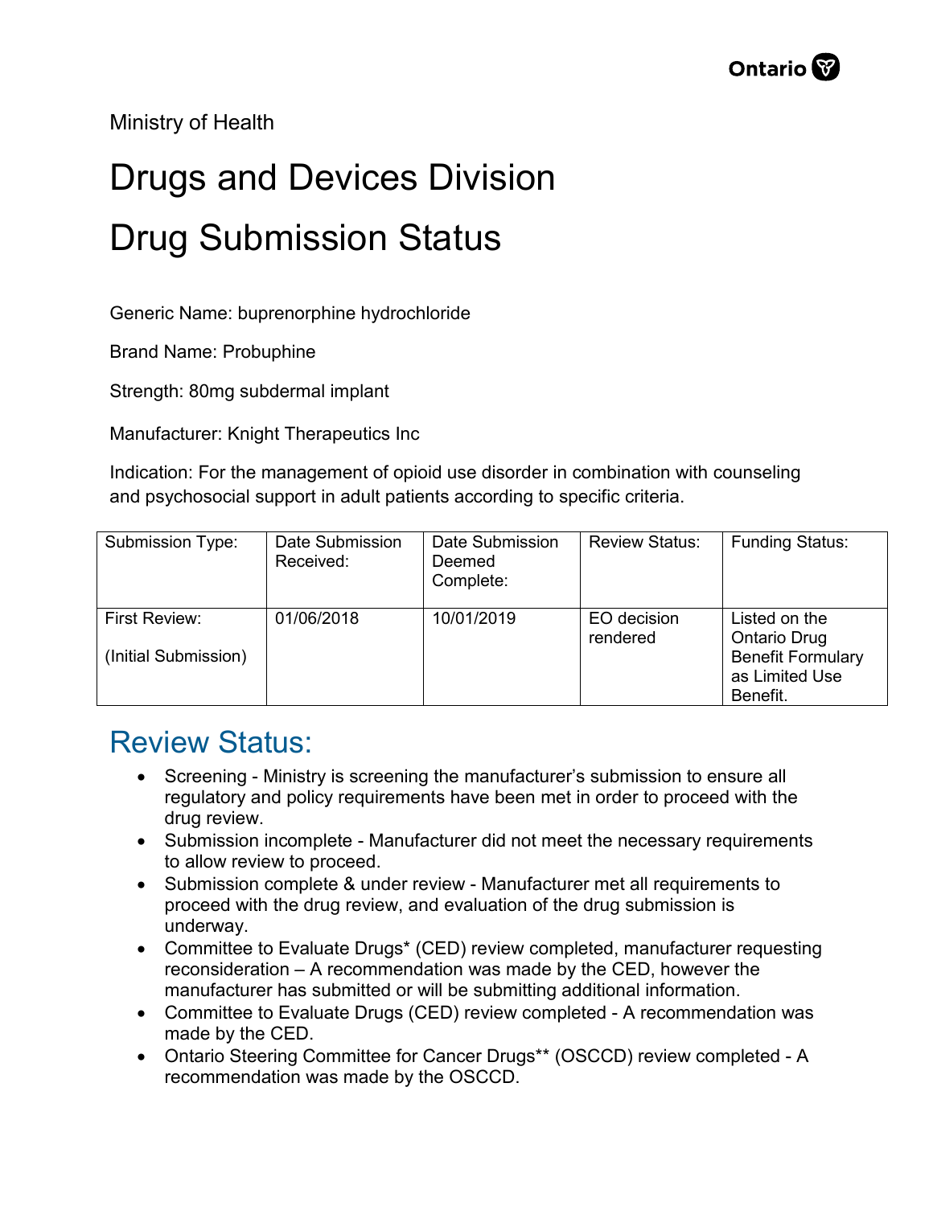Ministry of Health

# Drugs and Devices Division

# Drug Submission Status

Generic Name: buprenorphine hydrochloride

Brand Name: Probuphine

Strength: 80mg subdermal implant

Manufacturer: Knight Therapeutics Inc

Indication: For the management of opioid use disorder in combination with counseling and psychosocial support in adult patients according to specific criteria.

| Submission Type: | Date Submission Received: | Date Submission Deemed Complete: | Review Status: | Funding Status: |
|---|---|---|---|---|
| First Review: (Initial Submission) | 01/06/2018 | 10/01/2019 | EO decision rendered | Listed on the Ontario Drug Benefit Formulary as Limited Use Benefit. |

## Review Status:

- Screening - Ministry is screening the manufacturer's submission to ensure all regulatory and policy requirements have been met in order to proceed with the drug review.
- Submission incomplete - Manufacturer did not meet the necessary requirements to allow review to proceed.
- Submission complete & under review - Manufacturer met all requirements to proceed with the drug review, and evaluation of the drug submission is underway.
- Committee to Evaluate Drugs* (CED) review completed, manufacturer requesting reconsideration – A recommendation was made by the CED, however the manufacturer has submitted or will be submitting additional information.
- Committee to Evaluate Drugs (CED) review completed - A recommendation was made by the CED.
- Ontario Steering Committee for Cancer Drugs** (OSCCD) review completed - A recommendation was made by the OSCCD.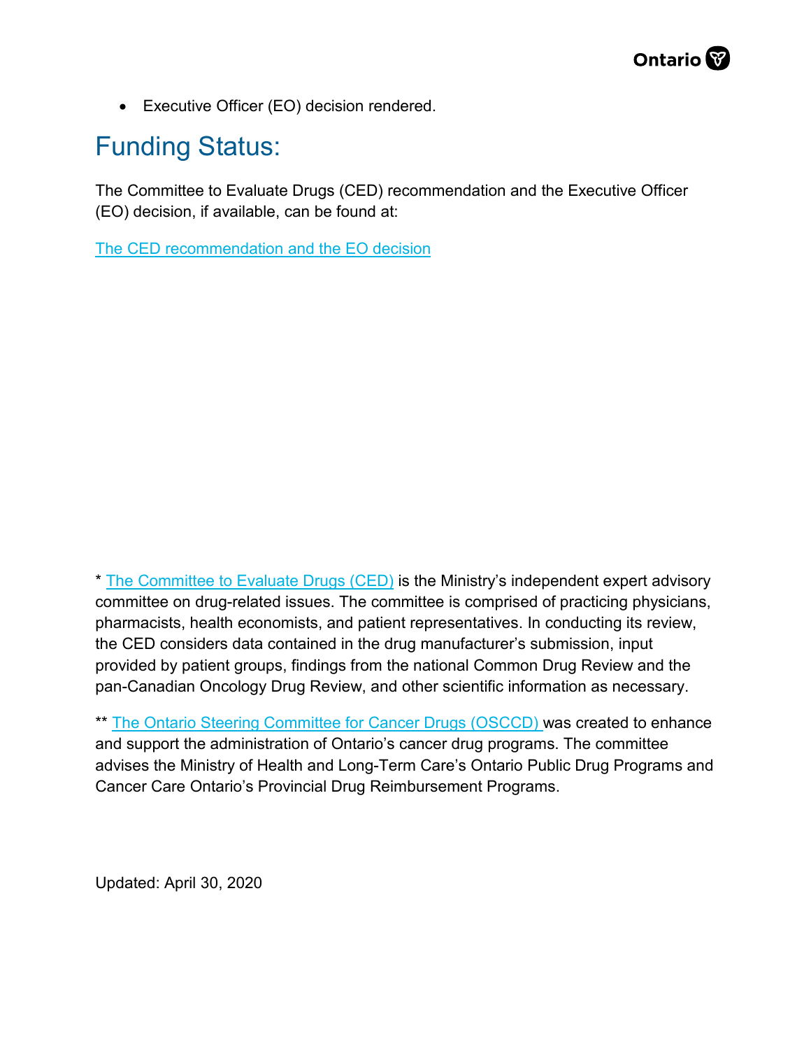- Executive Officer (EO) decision rendered.

## Funding Status:

The Committee to Evaluate Drugs (CED) recommendation and the Executive Officer (EO) decision, if available, can be found at:

The CED recommendation and the EO decision

* The Committee to Evaluate Drugs (CED) is the Ministry's independent expert advisory committee on drug-related issues. The committee is comprised of practicing physicians, pharmacists, health economists, and patient representatives. In conducting its review, the CED considers data contained in the drug manufacturer's submission, input provided by patient groups, findings from the national Common Drug Review and the pan-Canadian Oncology Drug Review, and other scientific information as necessary.

** The Ontario Steering Committee for Cancer Drugs (OSCCD) was created to enhance and support the administration of Ontario's cancer drug programs. The committee advises the Ministry of Health and Long-Term Care's Ontario Public Drug Programs and Cancer Care Ontario's Provincial Drug Reimbursement Programs.

Updated: April 30, 2020